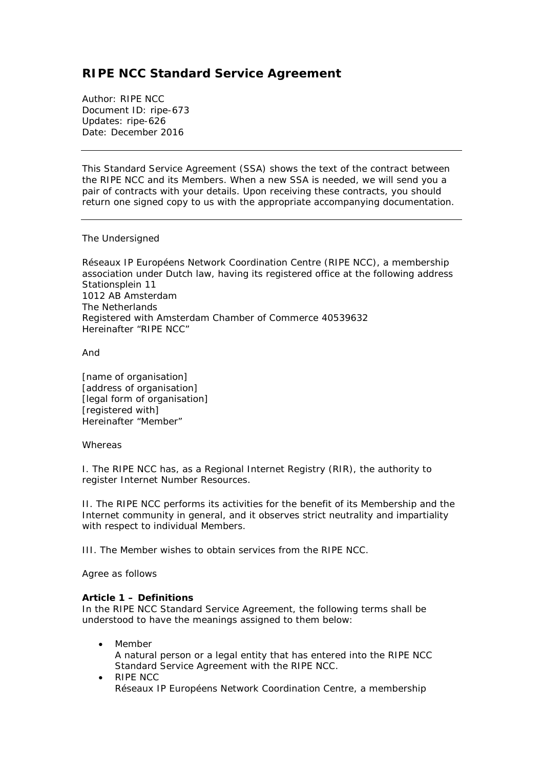# RIPE NCC Standard Service Agreement

Author: RIPE NCC
Document ID: ripe-673
Updates: ripe-626
Date: December 2016

---

This Standard Service Agreement (SSA) shows the text of the contract between the RIPE NCC and its Members. When a new SSA is needed, we will send you a pair of contracts with your details. Upon receiving these contracts, you should return one signed copy to us with the appropriate accompanying documentation.

---

The Undersigned

Réseaux IP Européens Network Coordination Centre (RIPE NCC), a membership association under Dutch law, having its registered office at the following address
Stationsplein 11
1012 AB Amsterdam
The Netherlands
Registered with Amsterdam Chamber of Commerce 40539632
Hereinafter "RIPE NCC"

And

[name of organisation]
[address of organisation]
[legal form of organisation]
[registered with]
Hereinafter "Member"

Whereas

I. The RIPE NCC has, as a Regional Internet Registry (RIR), the authority to register Internet Number Resources.

II. The RIPE NCC performs its activities for the benefit of its Membership and the Internet community in general, and it observes strict neutrality and impartiality with respect to individual Members.

III. The Member wishes to obtain services from the RIPE NCC.

Agree as follows

**Article 1 – Definitions**
In the RIPE NCC Standard Service Agreement, the following terms shall be understood to have the meanings assigned to them below:

- Member
  A natural person or a legal entity that has entered into the RIPE NCC Standard Service Agreement with the RIPE NCC.
- RIPE NCC
  Réseaux IP Européens Network Coordination Centre, a membership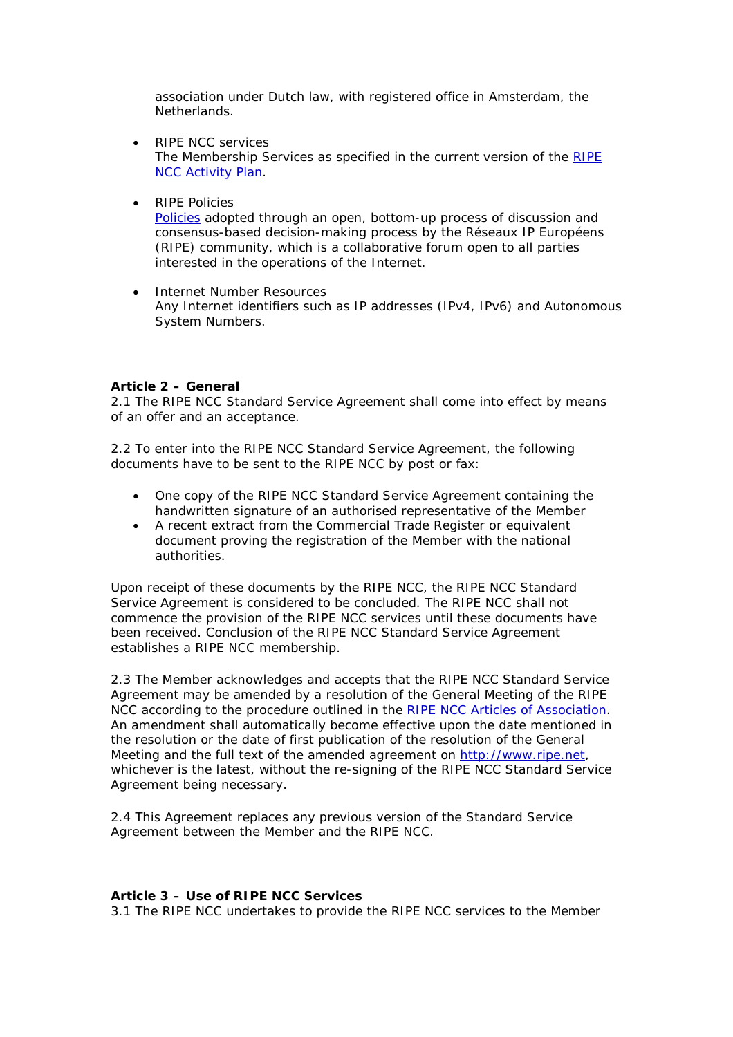association under Dutch law, with registered office in Amsterdam, the Netherlands.

- RIPE NCC services
  The Membership Services as specified in the current version of the [RIPE NCC Activity Plan](#).

- RIPE Policies
  [Policies](#) adopted through an open, bottom-up process of discussion and consensus-based decision-making process by the Réseaux IP Européens (RIPE) community, which is a collaborative forum open to all parties interested in the operations of the Internet.

- Internet Number Resources
  Any Internet identifiers such as IP addresses (IPv4, IPv6) and Autonomous System Numbers.

**Article 2 – General**

2.1 The RIPE NCC Standard Service Agreement shall come into effect by means of an offer and an acceptance.

2.2 To enter into the RIPE NCC Standard Service Agreement, the following documents have to be sent to the RIPE NCC by post or fax:

- One copy of the RIPE NCC Standard Service Agreement containing the handwritten signature of an authorised representative of the Member
- A recent extract from the Commercial Trade Register or equivalent document proving the registration of the Member with the national authorities.

Upon receipt of these documents by the RIPE NCC, the RIPE NCC Standard Service Agreement is considered to be concluded. The RIPE NCC shall not commence the provision of the RIPE NCC services until these documents have been received. Conclusion of the RIPE NCC Standard Service Agreement establishes a RIPE NCC membership.

2.3 The Member acknowledges and accepts that the RIPE NCC Standard Service Agreement may be amended by a resolution of the General Meeting of the RIPE NCC according to the procedure outlined in the [RIPE NCC Articles of Association](#). An amendment shall automatically become effective upon the date mentioned in the resolution or the date of first publication of the resolution of the General Meeting and the full text of the amended agreement on [http://www.ripe.net](http://www.ripe.net), whichever is the latest, without the re-signing of the RIPE NCC Standard Service Agreement being necessary.

2.4 This Agreement replaces any previous version of the Standard Service Agreement between the Member and the RIPE NCC.

**Article 3 – Use of RIPE NCC Services**

3.1 The RIPE NCC undertakes to provide the RIPE NCC services to the Member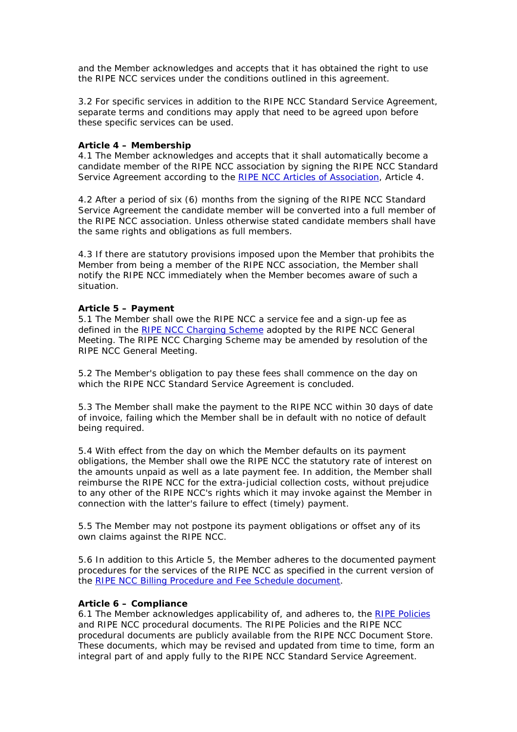and the Member acknowledges and accepts that it has obtained the right to use the RIPE NCC services under the conditions outlined in this agreement.

3.2 For specific services in addition to the RIPE NCC Standard Service Agreement, separate terms and conditions may apply that need to be agreed upon before these specific services can be used.

**Article 4 – Membership**

4.1 The Member acknowledges and accepts that it shall automatically become a candidate member of the RIPE NCC association by signing the RIPE NCC Standard Service Agreement according to the RIPE NCC Articles of Association, Article 4.

4.2 After a period of six (6) months from the signing of the RIPE NCC Standard Service Agreement the candidate member will be converted into a full member of the RIPE NCC association. Unless otherwise stated candidate members shall have the same rights and obligations as full members.

4.3 If there are statutory provisions imposed upon the Member that prohibits the Member from being a member of the RIPE NCC association, the Member shall notify the RIPE NCC immediately when the Member becomes aware of such a situation.

**Article 5 – Payment**

5.1 The Member shall owe the RIPE NCC a service fee and a sign-up fee as defined in the RIPE NCC Charging Scheme adopted by the RIPE NCC General Meeting. The RIPE NCC Charging Scheme may be amended by resolution of the RIPE NCC General Meeting.

5.2 The Member's obligation to pay these fees shall commence on the day on which the RIPE NCC Standard Service Agreement is concluded.

5.3 The Member shall make the payment to the RIPE NCC within 30 days of date of invoice, failing which the Member shall be in default with no notice of default being required.

5.4 With effect from the day on which the Member defaults on its payment obligations, the Member shall owe the RIPE NCC the statutory rate of interest on the amounts unpaid as well as a late payment fee. In addition, the Member shall reimburse the RIPE NCC for the extra-judicial collection costs, without prejudice to any other of the RIPE NCC's rights which it may invoke against the Member in connection with the latter's failure to effect (timely) payment.

5.5 The Member may not postpone its payment obligations or offset any of its own claims against the RIPE NCC.

5.6 In addition to this Article 5, the Member adheres to the documented payment procedures for the services of the RIPE NCC as specified in the current version of the RIPE NCC Billing Procedure and Fee Schedule document.

**Article 6 – Compliance**

6.1 The Member acknowledges applicability of, and adheres to, the RIPE Policies and RIPE NCC procedural documents. The RIPE Policies and the RIPE NCC procedural documents are publicly available from the RIPE NCC Document Store. These documents, which may be revised and updated from time to time, form an integral part of and apply fully to the RIPE NCC Standard Service Agreement.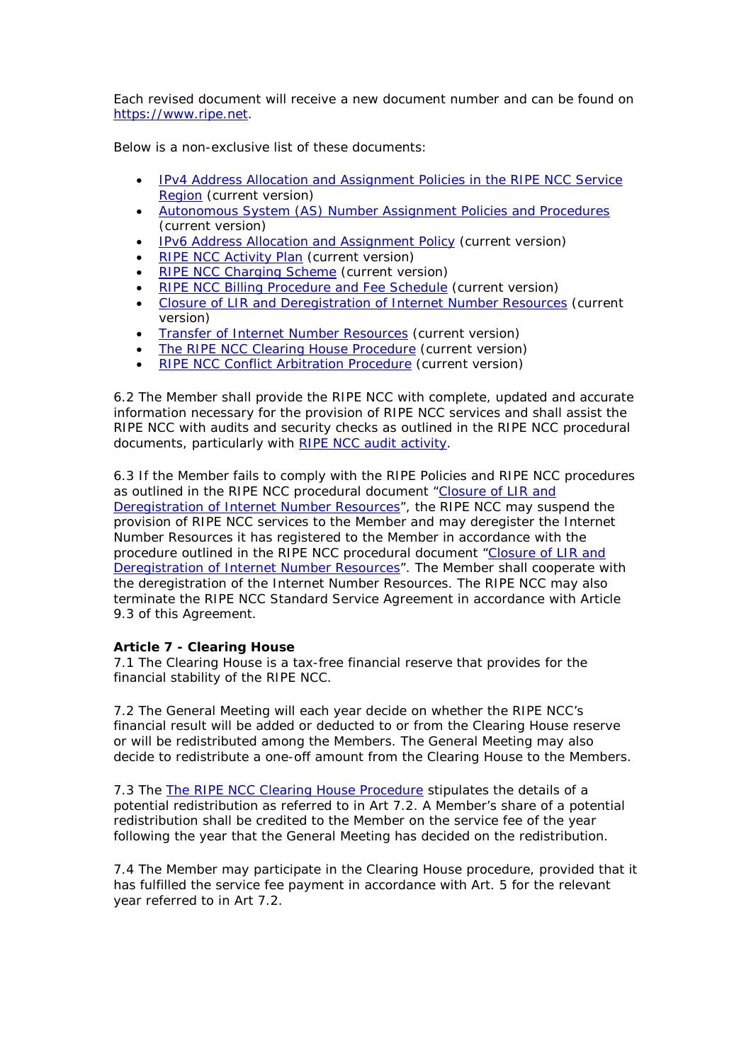Each revised document will receive a new document number and can be found on https://www.ripe.net.

Below is a non-exclusive list of these documents:

- IPv4 Address Allocation and Assignment Policies in the RIPE NCC Service Region (current version)
- Autonomous System (AS) Number Assignment Policies and Procedures (current version)
- IPv6 Address Allocation and Assignment Policy (current version)
- RIPE NCC Activity Plan (current version)
- RIPE NCC Charging Scheme (current version)
- RIPE NCC Billing Procedure and Fee Schedule (current version)
- Closure of LIR and Deregistration of Internet Number Resources (current version)
- Transfer of Internet Number Resources (current version)
- The RIPE NCC Clearing House Procedure (current version)
- RIPE NCC Conflict Arbitration Procedure (current version)

6.2 The Member shall provide the RIPE NCC with complete, updated and accurate information necessary for the provision of RIPE NCC services and shall assist the RIPE NCC with audits and security checks as outlined in the RIPE NCC procedural documents, particularly with RIPE NCC audit activity.

6.3 If the Member fails to comply with the RIPE Policies and RIPE NCC procedures as outlined in the RIPE NCC procedural document "Closure of LIR and Deregistration of Internet Number Resources", the RIPE NCC may suspend the provision of RIPE NCC services to the Member and may deregister the Internet Number Resources it has registered to the Member in accordance with the procedure outlined in the RIPE NCC procedural document "Closure of LIR and Deregistration of Internet Number Resources". The Member shall cooperate with the deregistration of the Internet Number Resources. The RIPE NCC may also terminate the RIPE NCC Standard Service Agreement in accordance with Article 9.3 of this Agreement.

**Article 7 - Clearing House**

7.1 The Clearing House is a tax-free financial reserve that provides for the financial stability of the RIPE NCC.

7.2 The General Meeting will each year decide on whether the RIPE NCC's financial result will be added or deducted to or from the Clearing House reserve or will be redistributed among the Members. The General Meeting may also decide to redistribute a one-off amount from the Clearing House to the Members.

7.3 The The RIPE NCC Clearing House Procedure stipulates the details of a potential redistribution as referred to in Art 7.2. A Member's share of a potential redistribution shall be credited to the Member on the service fee of the year following the year that the General Meeting has decided on the redistribution.

7.4 The Member may participate in the Clearing House procedure, provided that it has fulfilled the service fee payment in accordance with Art. 5 for the relevant year referred to in Art 7.2.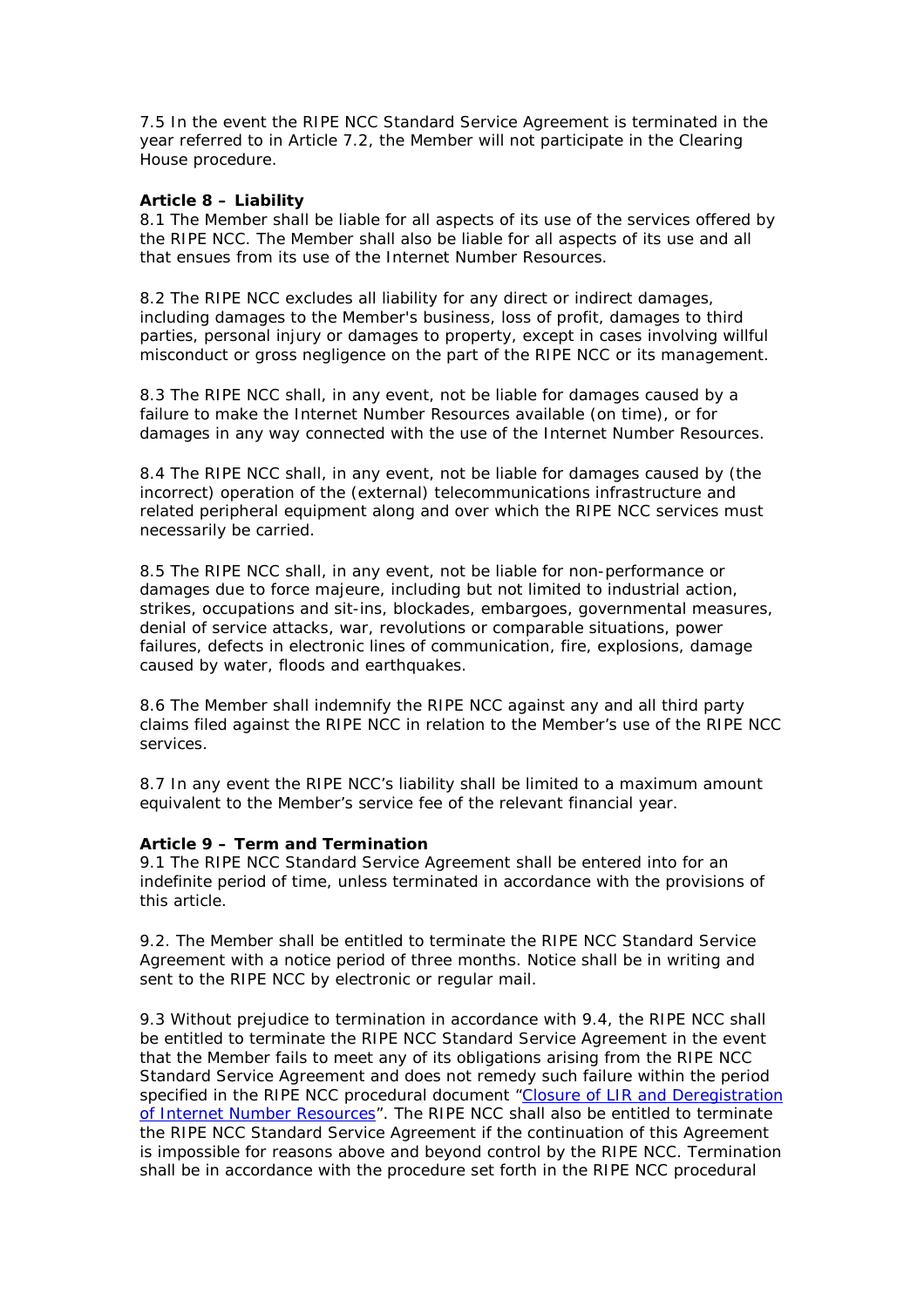7.5 In the event the RIPE NCC Standard Service Agreement is terminated in the year referred to in Article 7.2, the Member will not participate in the Clearing House procedure.

**Article 8 – Liability**

8.1 The Member shall be liable for all aspects of its use of the services offered by the RIPE NCC. The Member shall also be liable for all aspects of its use and all that ensues from its use of the Internet Number Resources.

8.2 The RIPE NCC excludes all liability for any direct or indirect damages, including damages to the Member's business, loss of profit, damages to third parties, personal injury or damages to property, except in cases involving willful misconduct or gross negligence on the part of the RIPE NCC or its management.

8.3 The RIPE NCC shall, in any event, not be liable for damages caused by a failure to make the Internet Number Resources available (on time), or for damages in any way connected with the use of the Internet Number Resources.

8.4 The RIPE NCC shall, in any event, not be liable for damages caused by (the incorrect) operation of the (external) telecommunications infrastructure and related peripheral equipment along and over which the RIPE NCC services must necessarily be carried.

8.5 The RIPE NCC shall, in any event, not be liable for non-performance or damages due to force majeure, including but not limited to industrial action, strikes, occupations and sit-ins, blockades, embargoes, governmental measures, denial of service attacks, war, revolutions or comparable situations, power failures, defects in electronic lines of communication, fire, explosions, damage caused by water, floods and earthquakes.

8.6 The Member shall indemnify the RIPE NCC against any and all third party claims filed against the RIPE NCC in relation to the Member's use of the RIPE NCC services.

8.7 In any event the RIPE NCC's liability shall be limited to a maximum amount equivalent to the Member's service fee of the relevant financial year.

**Article 9 – Term and Termination**

9.1 The RIPE NCC Standard Service Agreement shall be entered into for an indefinite period of time, unless terminated in accordance with the provisions of this article.

9.2. The Member shall be entitled to terminate the RIPE NCC Standard Service Agreement with a notice period of three months. Notice shall be in writing and sent to the RIPE NCC by electronic or regular mail.

9.3 Without prejudice to termination in accordance with 9.4, the RIPE NCC shall be entitled to terminate the RIPE NCC Standard Service Agreement in the event that the Member fails to meet any of its obligations arising from the RIPE NCC Standard Service Agreement and does not remedy such failure within the period specified in the RIPE NCC procedural document "Closure of LIR and Deregistration of Internet Number Resources". The RIPE NCC shall also be entitled to terminate the RIPE NCC Standard Service Agreement if the continuation of this Agreement is impossible for reasons above and beyond control by the RIPE NCC. Termination shall be in accordance with the procedure set forth in the RIPE NCC procedural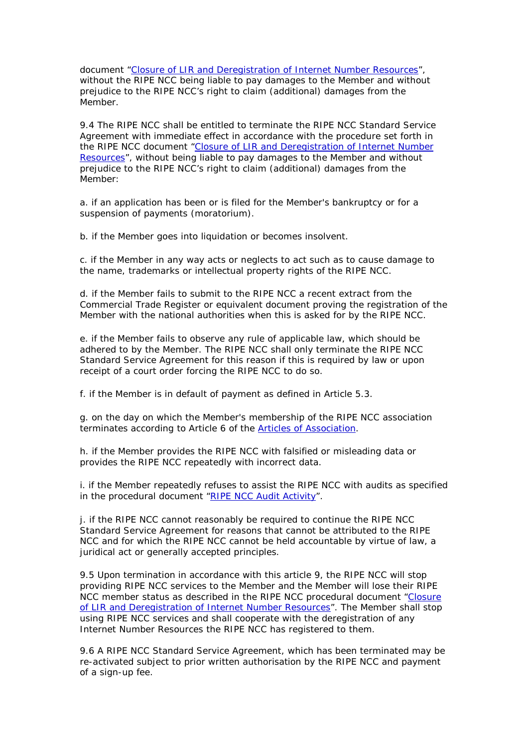document "[Closure of LIR and Deregistration of Internet Number Resources]()", without the RIPE NCC being liable to pay damages to the Member and without prejudice to the RIPE NCC's right to claim (additional) damages from the Member.

9.4 The RIPE NCC shall be entitled to terminate the RIPE NCC Standard Service Agreement with immediate effect in accordance with the procedure set forth in the RIPE NCC document "[Closure of LIR and Deregistration of Internet Number Resources]()", without being liable to pay damages to the Member and without prejudice to the RIPE NCC's right to claim (additional) damages from the Member:

a. if an application has been or is filed for the Member's bankruptcy or for a suspension of payments (moratorium).

b. if the Member goes into liquidation or becomes insolvent.

c. if the Member in any way acts or neglects to act such as to cause damage to the name, trademarks or intellectual property rights of the RIPE NCC.

d. if the Member fails to submit to the RIPE NCC a recent extract from the Commercial Trade Register or equivalent document proving the registration of the Member with the national authorities when this is asked for by the RIPE NCC.

e. if the Member fails to observe any rule of applicable law, which should be adhered to by the Member. The RIPE NCC shall only terminate the RIPE NCC Standard Service Agreement for this reason if this is required by law or upon receipt of a court order forcing the RIPE NCC to do so.

f. if the Member is in default of payment as defined in Article 5.3.

g. on the day on which the Member's membership of the RIPE NCC association terminates according to Article 6 of the [Articles of Association]().

h. if the Member provides the RIPE NCC with falsified or misleading data or provides the RIPE NCC repeatedly with incorrect data.

i. if the Member repeatedly refuses to assist the RIPE NCC with audits as specified in the procedural document "[RIPE NCC Audit Activity]()".

j. if the RIPE NCC cannot reasonably be required to continue the RIPE NCC Standard Service Agreement for reasons that cannot be attributed to the RIPE NCC and for which the RIPE NCC cannot be held accountable by virtue of law, a juridical act or generally accepted principles.

9.5 Upon termination in accordance with this article 9, the RIPE NCC will stop providing RIPE NCC services to the Member and the Member will lose their RIPE NCC member status as described in the RIPE NCC procedural document "[Closure of LIR and Deregistration of Internet Number Resources]()". The Member shall stop using RIPE NCC services and shall cooperate with the deregistration of any Internet Number Resources the RIPE NCC has registered to them.

9.6 A RIPE NCC Standard Service Agreement, which has been terminated may be re-activated subject to prior written authorisation by the RIPE NCC and payment of a sign-up fee.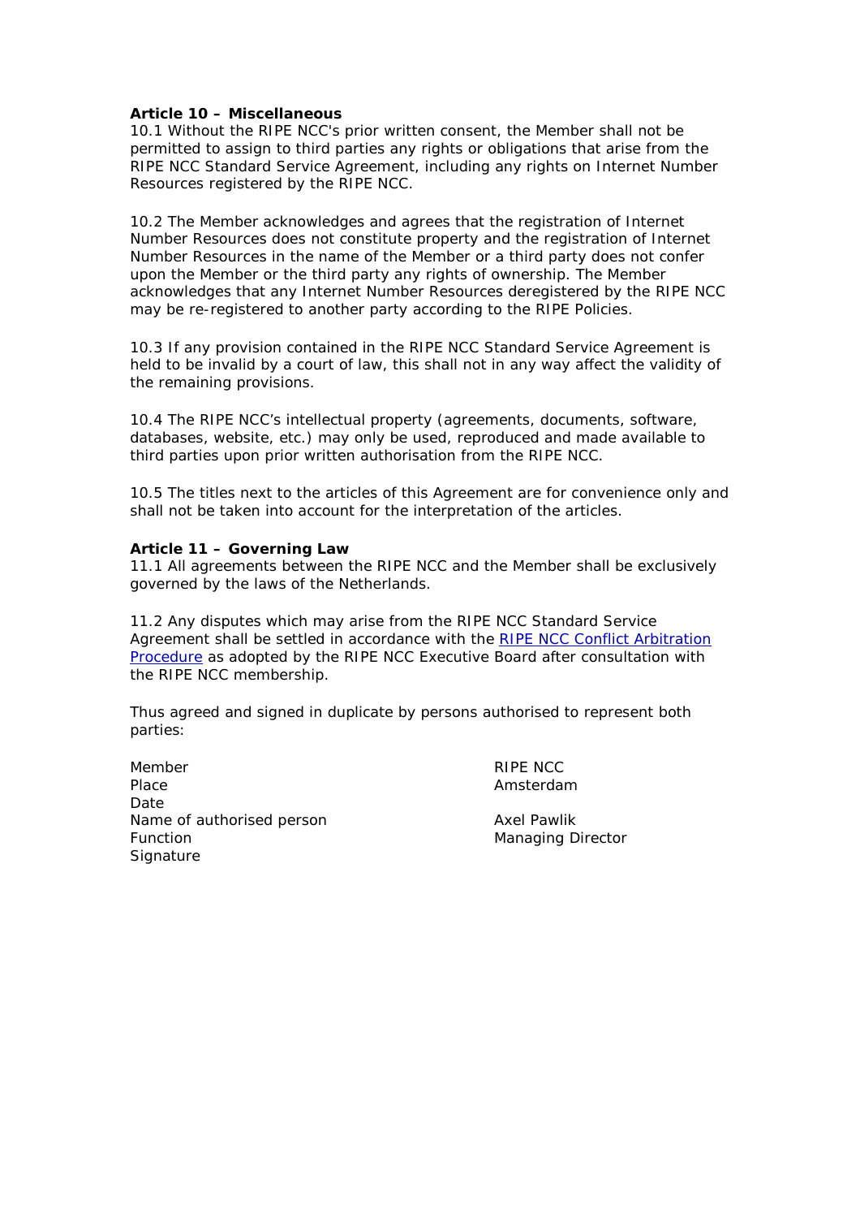**Article 10 – Miscellaneous**

10.1 Without the RIPE NCC's prior written consent, the Member shall not be permitted to assign to third parties any rights or obligations that arise from the RIPE NCC Standard Service Agreement, including any rights on Internet Number Resources registered by the RIPE NCC.

10.2 The Member acknowledges and agrees that the registration of Internet Number Resources does not constitute property and the registration of Internet Number Resources in the name of the Member or a third party does not confer upon the Member or the third party any rights of ownership. The Member acknowledges that any Internet Number Resources deregistered by the RIPE NCC may be re-registered to another party according to the RIPE Policies.

10.3 If any provision contained in the RIPE NCC Standard Service Agreement is held to be invalid by a court of law, this shall not in any way affect the validity of the remaining provisions.

10.4 The RIPE NCC's intellectual property (agreements, documents, software, databases, website, etc.) may only be used, reproduced and made available to third parties upon prior written authorisation from the RIPE NCC.

10.5 The titles next to the articles of this Agreement are for convenience only and shall not be taken into account for the interpretation of the articles.

**Article 11 – Governing Law**

11.1 All agreements between the RIPE NCC and the Member shall be exclusively governed by the laws of the Netherlands.

11.2 Any disputes which may arise from the RIPE NCC Standard Service Agreement shall be settled in accordance with the RIPE NCC Conflict Arbitration Procedure as adopted by the RIPE NCC Executive Board after consultation with the RIPE NCC membership.

Thus agreed and signed in duplicate by persons authorised to represent both parties:

| | |
|---|---|
| Member | RIPE NCC |
| Place | Amsterdam |
| Date | |
| Name of authorised person | Axel Pawlik |
| Function | Managing Director |
| Signature | |